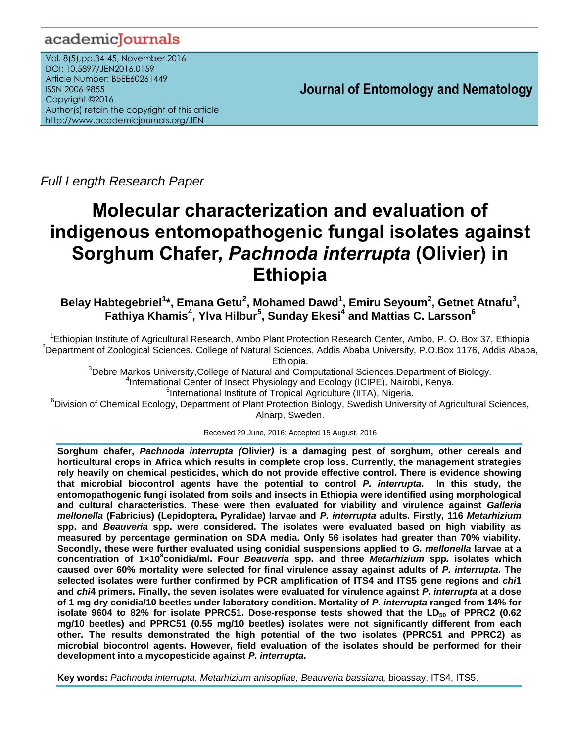Full Length Research Paper

# Molecular characterization and evaluation of indigenous entomopathogenic fungal isolates against Sorghum Chafer, *Pachnoda interrupta* (Olivier) in Ethiopia

**Belay Habtegebriel[1]\*, Emana Getu[2], Mohamed Dawd[1], Emiru Seyoum[2], Getnet Atnafu[3], Fathiya Khamis[4], Ylva Hilbur[5], Sunday Ekesi[4] and Mattias C. Larsson[6]**

[1]Ethiopian Institute of Agricultural Research, Ambo Plant Protection Research Center, Ambo, P. O. Box 37, Ethiopia
[2]Department of Zoological Sciences. College of Natural Sciences, Addis Ababa University, P.O.Box 1176, Addis Ababa, Ethiopia.
[3]Debre Markos University,College of Natural and Computational Sciences,Department of Biology.
[4]International Center of Insect Physiology and Ecology (ICIPE), Nairobi, Kenya.
[5]International Institute of Tropical Agriculture (IITA), Nigeria.
[6]Division of Chemical Ecology, Department of Plant Protection Biology, Swedish University of Agricultural Sciences, Alnarp, Sweden.

Received 29 June, 2016; Accepted 15 August, 2016

**Sorghum chafer, *Pachnoda interrupta (*Olivier*)* is a damaging pest of sorghum, other cereals and horticultural crops in Africa which results in complete crop loss. Currently, the management strategies rely heavily on chemical pesticides, which do not provide effective control. There is evidence showing that microbial biocontrol agents have the potential to control *P. interrupta*. In this study, the entomopathogenic fungi isolated from soils and insects in Ethiopia were identified using morphological and cultural characteristics. These were then evaluated for viability and virulence against *Galleria mellonella* (Fabricius) (Lepidoptera, Pyralidae) larvae and *P. interrupta* adults. Firstly, 116 *Metarhizium* spp. and *Beauveria* spp. were considered. The isolates were evaluated based on high viability as measured by percentage germination on SDA media. Only 56 isolates had greater than 70% viability. Secondly, these were further evaluated using conidial suspensions applied to *G. mellonella* larvae at a concentration of $1\times10^8$conidia/ml. Four *Beauveria* spp. and three *Metarhizium* spp. isolates which caused over 60% mortality were selected for final virulence assay against adults of *P. interrupta*. The selected isolates were further confirmed by PCR amplification of ITS4 and ITS5 gene regions and *chi*1 and *chi*4 primers. Finally, the seven isolates were evaluated for virulence against *P. interrupta* at a dose of 1 mg dry conidia/10 beetles under laboratory condition. Mortality of *P. interrupta* ranged from 14% for isolate 9604 to 82% for isolate PPRC51. Dose-response tests showed that the $LD_{50}$ of PPRC2 (0.62 mg/10 beetles) and PPRC51 (0.55 mg/10 beetles) isolates were not significantly different from each other. The results demonstrated the high potential of the two isolates (PPRC51 and PPRC2) as microbial biocontrol agents. However, field evaluation of the isolates should be performed for their development into a mycopesticide against *P. interrupta*.**

**Key words:** *Pachnoda interrupta*, *Metarhizium anisopliae, Beauveria bassiana,* bioassay, ITS4, ITS5.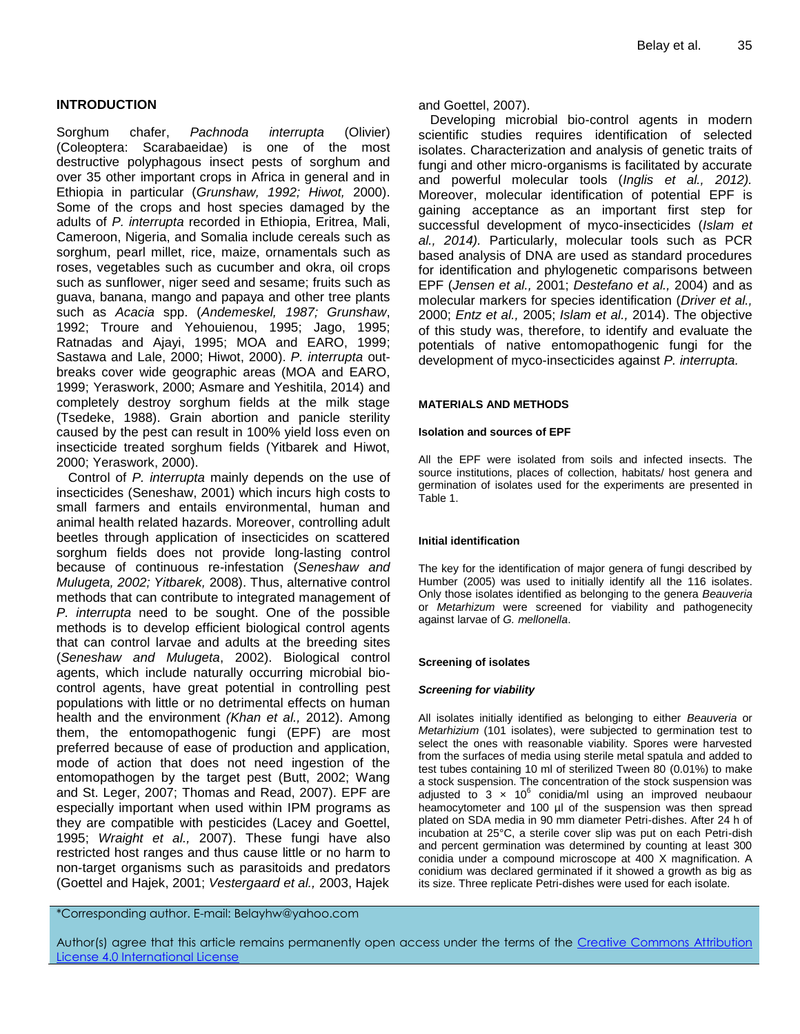## INTRODUCTION

Sorghum chafer, *Pachnoda interrupta* (Olivier) (Coleoptera: Scarabaeidae) is one of the most destructive polyphagous insect pests of sorghum and over 35 other important crops in Africa in general and in Ethiopia in particular (*Grunshaw, 1992; Hiwot,* 2000). Some of the crops and host species damaged by the adults of *P. interrupta* recorded in Ethiopia, Eritrea, Mali, Cameroon, Nigeria, and Somalia include cereals such as sorghum, pearl millet, rice, maize, ornamentals such as roses, vegetables such as cucumber and okra, oil crops such as sunflower, niger seed and sesame; fruits such as guava, banana, mango and papaya and other tree plants such as *Acacia* spp. (*Andemeskel, 1987; Grunshaw*, 1992; Troure and Yehouienou, 1995; Jago, 1995; Ratnadas and Ajayi, 1995; MOA and EARO, 1999; Sastawa and Lale, 2000; Hiwot, 2000). *P. interrupta* outbreaks cover wide geographic areas (MOA and EARO, 1999; Yeraswork, 2000; Asmare and Yeshitila, 2014) and completely destroy sorghum fields at the milk stage (Tsedeke, 1988). Grain abortion and panicle sterility caused by the pest can result in 100% yield loss even on insecticide treated sorghum fields (Yitbarek and Hiwot, 2000; Yeraswork, 2000).

Control of *P. interrupta* mainly depends on the use of insecticides (Seneshaw, 2001) which incurs high costs to small farmers and entails environmental, human and animal health related hazards. Moreover, controlling adult beetles through application of insecticides on scattered sorghum fields does not provide long-lasting control because of continuous re-infestation (*Seneshaw and Mulugeta, 2002; Yitbarek,* 2008). Thus, alternative control methods that can contribute to integrated management of *P. interrupta* need to be sought. One of the possible methods is to develop efficient biological control agents that can control larvae and adults at the breeding sites (*Seneshaw and Mulugeta*, 2002). Biological control agents, which include naturally occurring microbial bio-control agents, have great potential in controlling pest populations with little or no detrimental effects on human health and the environment *(Khan et al.,* 2012). Among them, the entomopathogenic fungi (EPF) are most preferred because of ease of production and application, mode of action that does not need ingestion of the entomopathogen by the target pest (Butt, 2002; Wang and St. Leger, 2007; Thomas and Read, 2007). EPF are especially important when used within IPM programs as they are compatible with pesticides (Lacey and Goettel, 1995; *Wraight et al.,* 2007). These fungi have also restricted host ranges and thus cause little or no harm to non-target organisms such as parasitoids and predators (Goettel and Hajek, 2001; *Vestergaard et al.,* 2003, Hajek and Goettel, 2007).

Developing microbial bio-control agents in modern scientific studies requires identification of selected isolates. Characterization and analysis of genetic traits of fungi and other micro-organisms is facilitated by accurate and powerful molecular tools (*Inglis et al., 2012).* Moreover, molecular identification of potential EPF is gaining acceptance as an important first step for successful development of myco-insecticides (*Islam et al., 2014).* Particularly, molecular tools such as PCR based analysis of DNA are used as standard procedures for identification and phylogenetic comparisons between EPF (*Jensen et al.,* 2001; *Destefano et al.,* 2004) and as molecular markers for species identification (*Driver et al.,* 2000; *Entz et al.,* 2005; *Islam et al.,* 2014). The objective of this study was, therefore, to identify and evaluate the potentials of native entomopathogenic fungi for the development of myco-insecticides against *P. interrupta.*

## MATERIALS AND METHODS

### Isolation and sources of EPF

All the EPF were isolated from soils and infected insects. The source institutions, places of collection, habitats/ host genera and germination of isolates used for the experiments are presented in Table 1.

### Initial identification

The key for the identification of major genera of fungi described by Humber (2005) was used to initially identify all the 116 isolates. Only those isolates identified as belonging to the genera *Beauveria* or *Metarhizum* were screened for viability and pathogenecity against larvae of *G. mellonella*.

### Screening of isolates

#### *Screening for viability*

All isolates initially identified as belonging to either *Beauveria* or *Metarhizium* (101 isolates), were subjected to germination test to select the ones with reasonable viability. Spores were harvested from the surfaces of media using sterile metal spatula and added to test tubes containing 10 ml of sterilized Tween 80 (0.01%) to make a stock suspension. The concentration of the stock suspension was adjusted to $3 \times 10^6$ conidia/ml using an improved neubaour heamocytometer and 100 µl of the suspension was then spread plated on SDA media in 90 mm diameter Petri-dishes. After 24 h of incubation at 25°C, a sterile cover slip was put on each Petri-dish and percent germination was determined by counting at least 300 conidia under a compound microscope at 400 X magnification. A conidium was declared germinated if it showed a growth as big as its size. Three replicate Petri-dishes were used for each isolate.

*Corresponding author. E-mail: Belayhw@yahoo.com

Author(s) agree that this article remains permanently open access under the terms of the Creative Commons Attribution License 4.0 International License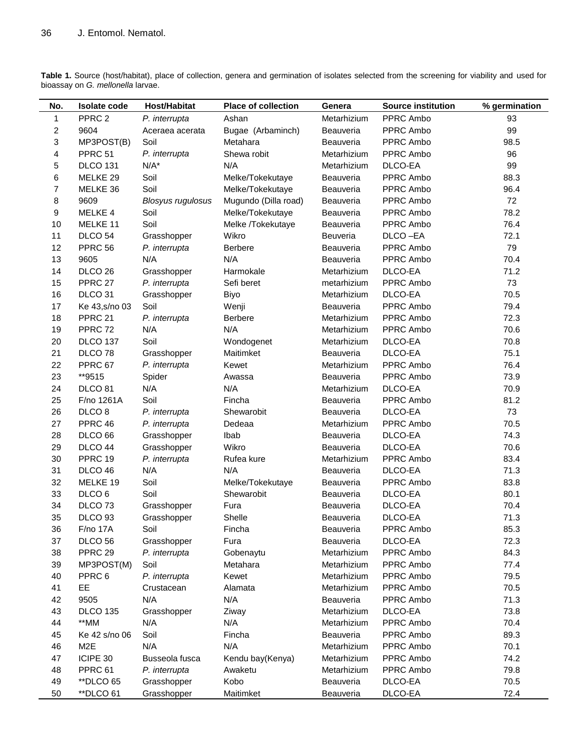**Table 1.** Source (host/habitat), place of collection, genera and germination of isolates selected from the screening for viability and used for bioassay on *G. mellonella* larvae.

| No. | Isolate code | Host/Habitat | Place of collection | Genera | Source institution | % germination |
|---|---|---|---|---|---|---|
| 1 | PPRC 2 | *P. interrupta* | Ashan | Metarhizium | PPRC Ambo | 93 |
| 2 | 9604 | Aceraea acerata | Bugae (Arbaminch) | Beauveria | PPRC Ambo | 99 |
| 3 | MP3POST(B) | Soil | Metahara | Beauveria | PPRC Ambo | 98.5 |
| 4 | PPRC 51 | *P. interrupta* | Shewa robit | Metarhizium | PPRC Ambo | 96 |
| 5 | DLCO 131 | N/A* | N/A | Metarhizium | DLCO-EA | 99 |
| 6 | MELKE 29 | Soil | Melke/Tokekutaye | Beauveria | PPRC Ambo | 88.3 |
| 7 | MELKE 36 | Soil | Melke/Tokekutaye | Beauveria | PPRC Ambo | 96.4 |
| 8 | 9609 | *Blosyus rugulosus* | Mugundo (Dilla road) | Beauveria | PPRC Ambo | 72 |
| 9 | MELKE 4 | Soil | Melke/Tokekutaye | Beauveria | PPRC Ambo | 78.2 |
| 10 | MELKE 11 | Soil | Melke /Tokekutaye | Beauveria | PPRC Ambo | 76.4 |
| 11 | DLCO 54 | Grasshopper | Wikro | Beuveria | DLCO –EA | 72.1 |
| 12 | PPRC 56 | *P. interrupta* | Berbere | Beauveria | PPRC Ambo | 79 |
| 13 | 9605 | N/A | N/A | Beauveria | PPRC Ambo | 70.4 |
| 14 | DLCO 26 | Grasshopper | Harmokale | Metarhizium | DLCO-EA | 71.2 |
| 15 | PPRC 27 | *P. interrupta* | Sefi beret | metarhizium | PPRC Ambo | 73 |
| 16 | DLCO 31 | Grasshopper | Biyo | Metarhizium | DLCO-EA | 70.5 |
| 17 | Ke 43,s/no 03 | Soil | Wenji | Beauveria | PPRC Ambo | 79.4 |
| 18 | PPRC 21 | *P. interrupta* | Berbere | Metarhizium | PPRC Ambo | 72.3 |
| 19 | PPRC 72 | N/A | N/A | Metarhizium | PPRC Ambo | 70.6 |
| 20 | DLCO 137 | Soil | Wondogenet | Metarhizium | DLCO-EA | 70.8 |
| 21 | DLCO 78 | Grasshopper | Maitimket | Beauveria | DLCO-EA | 75.1 |
| 22 | PPRC 67 | *P. interrupta* | Kewet | Metarhizium | PPRC Ambo | 76.4 |
| 23 | **9515 | Spider | Awassa | Beauveria | PPRC Ambo | 73.9 |
| 24 | DLCO 81 | N/A | N/A | Metarhizium | DLCO-EA | 70.9 |
| 25 | F/no 1261A | Soil | Fincha | Beauveria | PPRC Ambo | 81.2 |
| 26 | DLCO 8 | *P. interrupta* | Shewarobit | Beauveria | DLCO-EA | 73 |
| 27 | PPRC 46 | *P. interrupta* | Dedeaa | Metarhizium | PPRC Ambo | 70.5 |
| 28 | DLCO 66 | Grasshopper | Ibab | Beauveria | DLCO-EA | 74.3 |
| 29 | DLCO 44 | Grasshopper | Wikro | Beauveria | DLCO-EA | 70.6 |
| 30 | PPRC 19 | *P. interrupta* | Rufea kure | Metarhizium | PPRC Ambo | 83.4 |
| 31 | DLCO 46 | N/A | N/A | Beauveria | DLCO-EA | 71.3 |
| 32 | MELKE 19 | Soil | Melke/Tokekutaye | Beauveria | PPRC Ambo | 83.8 |
| 33 | DLCO 6 | Soil | Shewarobit | Beauveria | DLCO-EA | 80.1 |
| 34 | DLCO 73 | Grasshopper | Fura | Beauveria | DLCO-EA | 70.4 |
| 35 | DLCO 93 | Grasshopper | Shelle | Beauveria | DLCO-EA | 71.3 |
| 36 | F/no 17A | Soil | Fincha | Beauveria | PPRC Ambo | 85.3 |
| 37 | DLCO 56 | Grasshopper | Fura | Beauveria | DLCO-EA | 72.3 |
| 38 | PPRC 29 | *P. interrupta* | Gobenaytu | Metarhizium | PPRC Ambo | 84.3 |
| 39 | MP3POST(M) | Soil | Metahara | Metarhizium | PPRC Ambo | 77.4 |
| 40 | PPRC 6 | *P. interrupta* | Kewet | Metarhizium | PPRC Ambo | 79.5 |
| 41 | EE | Crustacean | Alamata | Metarhizium | PPRC Ambo | 70.5 |
| 42 | 9505 | N/A | N/A | Beauveria | PPRC Ambo | 71.3 |
| 43 | DLCO 135 | Grasshopper | Ziway | Metarhizium | DLCO-EA | 73.8 |
| 44 | **MM | N/A | N/A | Metarhizium | PPRC Ambo | 70.4 |
| 45 | Ke 42 s/no 06 | Soil | Fincha | Beauveria | PPRC Ambo | 89.3 |
| 46 | M2E | N/A | N/A | Metarhizium | PPRC Ambo | 70.1 |
| 47 | ICIPE 30 | Busseola fusca | Kendu bay(Kenya) | Metarhizium | PPRC Ambo | 74.2 |
| 48 | PPRC 61 | *P. interrupta* | Awaketu | Metarhizium | PPRC Ambo | 79.8 |
| 49 | **DLCO 65 | Grasshopper | Kobo | Beauveria | DLCO-EA | 70.5 |
| 50 | **DLCO 61 | Grasshopper | Maitimket | Beauveria | DLCO-EA | 72.4 |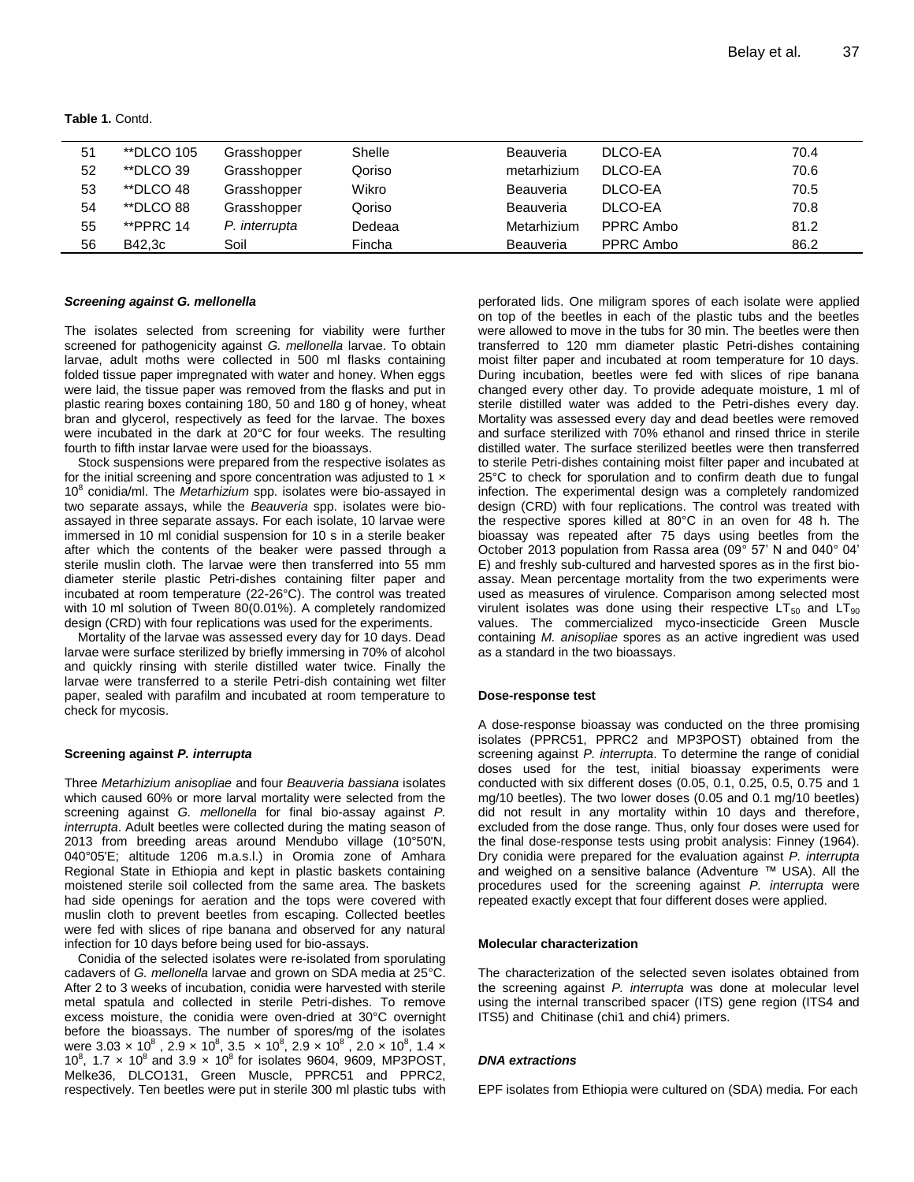**Table 1.** Contd.

| | | | | | | |
|---|---|---|---|---|---|---|
| 51 | **DLCO 105 | Grasshopper | Shelle | Beauveria | DLCO-EA | 70.4 |
| 52 | **DLCO 39 | Grasshopper | Qoriso | metarhizium | DLCO-EA | 70.6 |
| 53 | **DLCO 48 | Grasshopper | Wikro | Beauveria | DLCO-EA | 70.5 |
| 54 | **DLCO 88 | Grasshopper | Qoriso | Beauveria | DLCO-EA | 70.8 |
| 55 | **PPRC 14 | *P. interrupta* | Dedeaa | Metarhizium | PPRC Ambo | 81.2 |
| 56 | B42,3c | Soil | Fincha | Beauveria | PPRC Ambo | 86.2 |

### *Screening against G. mellonella*

The isolates selected from screening for viability were further screened for pathogenicity against *G. mellonella* larvae. To obtain larvae, adult moths were collected in 500 ml flasks containing folded tissue paper impregnated with water and honey. When eggs were laid, the tissue paper was removed from the flasks and put in plastic rearing boxes containing 180, 50 and 180 g of honey, wheat bran and glycerol, respectively as feed for the larvae. The boxes were incubated in the dark at 20°C for four weeks. The resulting fourth to fifth instar larvae were used for the bioassays.

Stock suspensions were prepared from the respective isolates as for the initial screening and spore concentration was adjusted to $1 \times 10^8$ conidia/ml. The *Metarhizium* spp. isolates were bio-assayed in two separate assays, while the *Beauveria* spp. isolates were bio-assayed in three separate assays. For each isolate, 10 larvae were immersed in 10 ml conidial suspension for 10 s in a sterile beaker after which the contents of the beaker were passed through a sterile muslin cloth. The larvae were then transferred into 55 mm diameter sterile plastic Petri-dishes containing filter paper and incubated at room temperature (22-26°C). The control was treated with 10 ml solution of Tween 80(0.01%). A completely randomized design (CRD) with four replications was used for the experiments.

Mortality of the larvae was assessed every day for 10 days. Dead larvae were surface sterilized by briefly immersing in 70% of alcohol and quickly rinsing with sterile distilled water twice. Finally the larvae were transferred to a sterile Petri-dish containing wet filter paper, sealed with parafilm and incubated at room temperature to check for mycosis.

### Screening against *P. interrupta*

Three *Metarhizium anisopliae* and four *Beauveria bassiana* isolates which caused 60% or more larval mortality were selected from the screening against *G. mellonella* for final bio-assay against *P. interrupta*. Adult beetles were collected during the mating season of 2013 from breeding areas around Mendubo village (10°50'N, 040°05'E; altitude 1206 m.a.s.l.) in Oromia zone of Amhara Regional State in Ethiopia and kept in plastic baskets containing moistened sterile soil collected from the same area. The baskets had side openings for aeration and the tops were covered with muslin cloth to prevent beetles from escaping. Collected beetles were fed with slices of ripe banana and observed for any natural infection for 10 days before being used for bio-assays.

Conidia of the selected isolates were re-isolated from sporulating cadavers of *G. mellonella* larvae and grown on SDA media at 25°C. After 2 to 3 weeks of incubation, conidia were harvested with sterile metal spatula and collected in sterile Petri-dishes. To remove excess moisture, the conidia were oven-dried at 30°C overnight before the bioassays. The number of spores/mg of the isolates were $3.03 \times 10^8$, $2.9 \times 10^8$, $3.5 \times 10^8$, $2.9 \times 10^8$, $2.0 \times 10^8$, $1.4 \times 10^8$, $1.7 \times 10^8$ and $3.9 \times 10^8$ for isolates 9604, 9609, MP3POST, Melke36, DLCO131, Green Muscle, PPRC51 and PPRC2, respectively. Ten beetles were put in sterile 300 ml plastic tubs with perforated lids. One miligram spores of each isolate were applied on top of the beetles in each of the plastic tubs and the beetles were allowed to move in the tubs for 30 min. The beetles were then transferred to 120 mm diameter plastic Petri-dishes containing moist filter paper and incubated at room temperature for 10 days. During incubation, beetles were fed with slices of ripe banana changed every other day. To provide adequate moisture, 1 ml of sterile distilled water was added to the Petri-dishes every day. Mortality was assessed every day and dead beetles were removed and surface sterilized with 70% ethanol and rinsed thrice in sterile distilled water. The surface sterilized beetles were then transferred to sterile Petri-dishes containing moist filter paper and incubated at 25°C to check for sporulation and to confirm death due to fungal infection. The experimental design was a completely randomized design (CRD) with four replications. The control was treated with the respective spores killed at 80°C in an oven for 48 h. The bioassay was repeated after 75 days using beetles from the October 2013 population from Rassa area (09° 57' N and 040° 04' E) and freshly sub-cultured and harvested spores as in the first bio-assay. Mean percentage mortality from the two experiments were used as measures of virulence. Comparison among selected most virulent isolates was done using their respective $LT_{50}$ and $LT_{90}$ values. The commercialized myco-insecticide Green Muscle containing *M. anisopliae* spores as an active ingredient was used as a standard in the two bioassays.

### Dose-response test

A dose-response bioassay was conducted on the three promising isolates (PPRC51, PPRC2 and MP3POST) obtained from the screening against *P. interrupta*. To determine the range of conidial doses used for the test, initial bioassay experiments were conducted with six different doses (0.05, 0.1, 0.25, 0.5, 0.75 and 1 mg/10 beetles). The two lower doses (0.05 and 0.1 mg/10 beetles) did not result in any mortality within 10 days and therefore, excluded from the dose range. Thus, only four doses were used for the final dose-response tests using probit analysis: Finney (1964). Dry conidia were prepared for the evaluation against *P. interrupta* and weighed on a sensitive balance (Adventure ™ USA). All the procedures used for the screening against *P. interrupta* were repeated exactly except that four different doses were applied.

### Molecular characterization

The characterization of the selected seven isolates obtained from the screening against *P. interrupta* was done at molecular level using the internal transcribed spacer (ITS) gene region (ITS4 and ITS5) and Chitinase (chi1 and chi4) primers.

### *DNA extractions*

EPF isolates from Ethiopia were cultured on (SDA) media. For each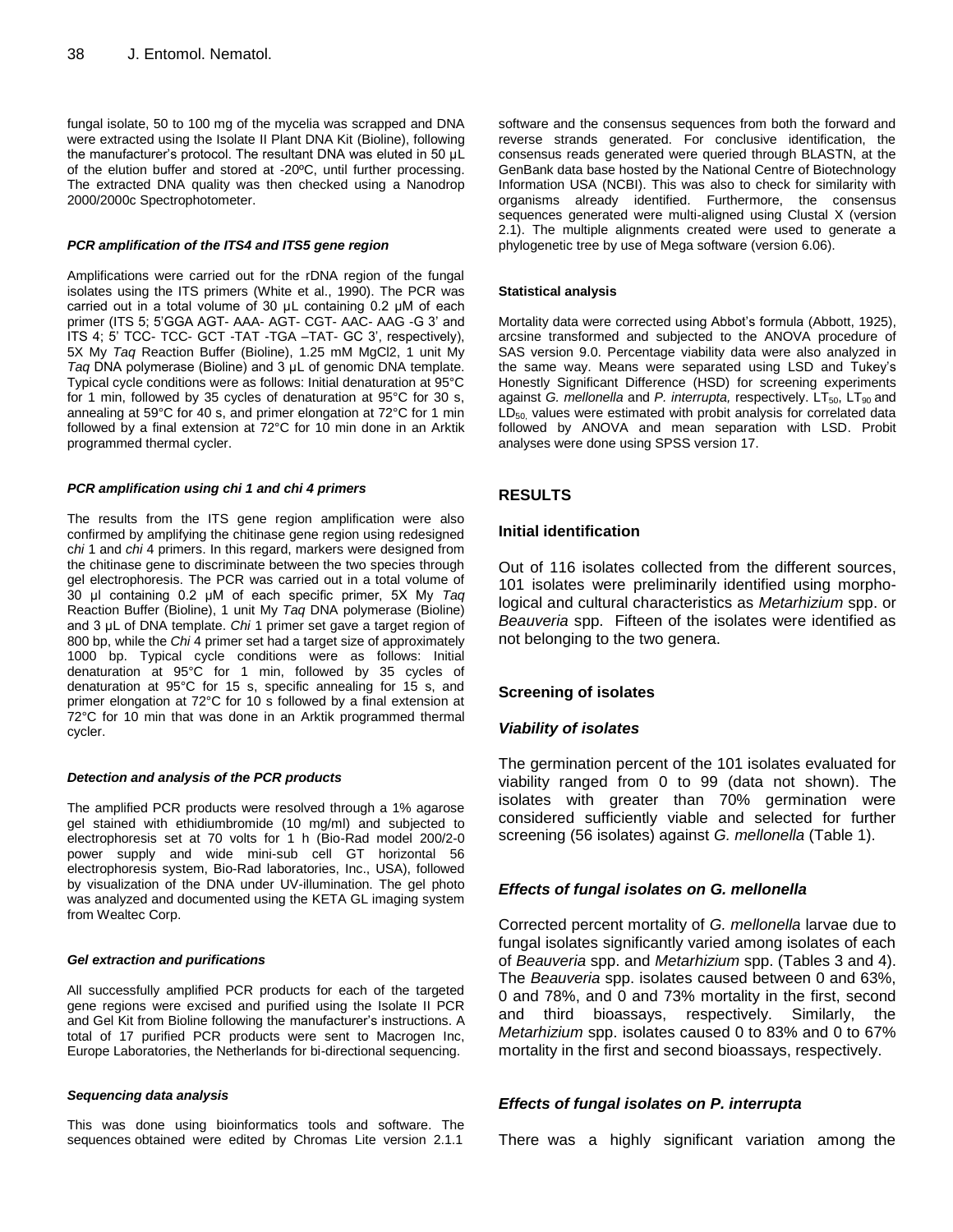fungal isolate, 50 to 100 mg of the mycelia was scrapped and DNA were extracted using the Isolate II Plant DNA Kit (Bioline), following the manufacturer's protocol. The resultant DNA was eluted in 50 µL of the elution buffer and stored at -20ºC, until further processing. The extracted DNA quality was then checked using a Nanodrop 2000/2000c Spectrophotometer.

#### *PCR amplification of the ITS4 and ITS5 gene region*

Amplifications were carried out for the rDNA region of the fungal isolates using the ITS primers (White et al., 1990). The PCR was carried out in a total volume of 30 µL containing 0.2 µM of each primer (ITS 5; 5'GGA AGT- AAA- AGT- CGT- AAC- AAG -G 3' and ITS 4; 5' TCC- TCC- GCT -TAT -TGA –TAT- GC 3', respectively), 5X My *Taq* Reaction Buffer (Bioline), 1.25 mM MgCl2, 1 unit My *Taq* DNA polymerase (Bioline) and 3 µL of genomic DNA template. Typical cycle conditions were as follows: Initial denaturation at 95°C for 1 min, followed by 35 cycles of denaturation at 95°C for 30 s, annealing at 59°C for 40 s, and primer elongation at 72°C for 1 min followed by a final extension at 72°C for 10 min done in an Arktik programmed thermal cycler.

#### *PCR amplification using chi 1 and chi 4 primers*

The results from the ITS gene region amplification were also confirmed by amplifying the chitinase gene region using redesigned c*hi* 1 and *chi* 4 primers. In this regard, markers were designed from the chitinase gene to discriminate between the two species through gel electrophoresis. The PCR was carried out in a total volume of 30 µl containing 0.2 µM of each specific primer, 5X My *Taq* Reaction Buffer (Bioline), 1 unit My *Taq* DNA polymerase (Bioline) and 3 µL of DNA template. *Chi* 1 primer set gave a target region of 800 bp, while the *Chi* 4 primer set had a target size of approximately 1000 bp. Typical cycle conditions were as follows: Initial denaturation at 95°C for 1 min, followed by 35 cycles of denaturation at 95°C for 15 s, specific annealing for 15 s, and primer elongation at 72°C for 10 s followed by a final extension at 72°C for 10 min that was done in an Arktik programmed thermal cycler.

#### *Detection and analysis of the PCR products*

The amplified PCR products were resolved through a 1% agarose gel stained with ethidiumbromide (10 mg/ml) and subjected to electrophoresis set at 70 volts for 1 h (Bio-Rad model 200/2-0 power supply and wide mini-sub cell GT horizontal 56 electrophoresis system, Bio-Rad laboratories, Inc., USA), followed by visualization of the DNA under UV-illumination. The gel photo was analyzed and documented using the KETA GL imaging system from Wealtec Corp.

#### *Gel extraction and purifications*

All successfully amplified PCR products for each of the targeted gene regions were excised and purified using the Isolate II PCR and Gel Kit from Bioline following the manufacturer's instructions. A total of 17 purified PCR products were sent to Macrogen Inc, Europe Laboratories, the Netherlands for bi-directional sequencing.

#### *Sequencing data analysis*

This was done using bioinformatics tools and software. The sequences obtained were edited by Chromas Lite version 2.1.1 software and the consensus sequences from both the forward and reverse strands generated. For conclusive identification, the consensus reads generated were queried through BLASTN, at the GenBank data base hosted by the National Centre of Biotechnology Information USA (NCBI). This was also to check for similarity with organisms already identified. Furthermore, the consensus sequences generated were multi-aligned using Clustal X (version 2.1). The multiple alignments created were used to generate a phylogenetic tree by use of Mega software (version 6.06).

#### Statistical analysis

Mortality data were corrected using Abbot's formula (Abbott, 1925), arcsine transformed and subjected to the ANOVA procedure of SAS version 9.0. Percentage viability data were also analyzed in the same way. Means were separated using LSD and Tukey's Honestly Significant Difference (HSD) for screening experiments against *G. mellonella* and *P. interrupta,* respectively. $LT_{50}$, $LT_{90}$ and $LD_{50}$ values were estimated with probit analysis for correlated data followed by ANOVA and mean separation with LSD. Probit analyses were done using SPSS version 17.

## RESULTS

### Initial identification

Out of 116 isolates collected from the different sources, 101 isolates were preliminarily identified using morphological and cultural characteristics as *Metarhizium* spp. or *Beauveria* spp. Fifteen of the isolates were identified as not belonging to the two genera.

### Screening of isolates

### *Viability of isolates*

The germination percent of the 101 isolates evaluated for viability ranged from 0 to 99 (data not shown). The isolates with greater than 70% germination were considered sufficiently viable and selected for further screening (56 isolates) against *G. mellonella* (Table 1).

### *Effects of fungal isolates on G. mellonella*

Corrected percent mortality of *G. mellonella* larvae due to fungal isolates significantly varied among isolates of each of *Beauveria* spp. and *Metarhizium* spp. (Tables 3 and 4). The *Beauveria* spp. isolates caused between 0 and 63%, 0 and 78%, and 0 and 73% mortality in the first, second and third bioassays, respectively. Similarly, the *Metarhizium* spp. isolates caused 0 to 83% and 0 to 67% mortality in the first and second bioassays, respectively.

### *Effects of fungal isolates on P. interrupta*

There was a highly significant variation among the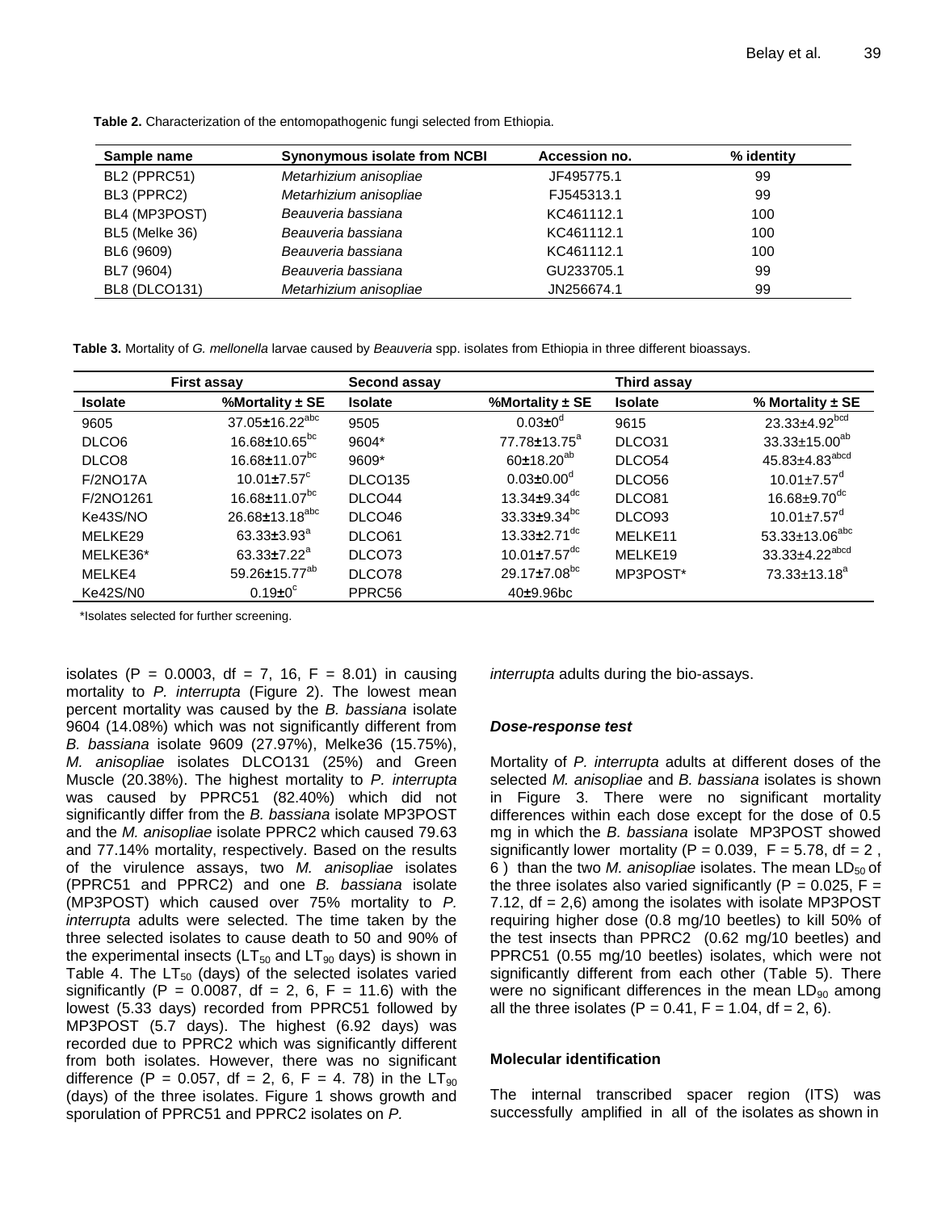**Table 2.** Characterization of the entomopathogenic fungi selected from Ethiopia.

| Sample name | Synonymous isolate from NCBI | Accession no. | % identity |
|---|---|---|---|
| BL2 (PPRC51) | *Metarhizium anisopliae* | JF495775.1 | 99 |
| BL3 (PPRC2) | *Metarhizium anisopliae* | FJ545313.1 | 99 |
| BL4 (MP3POST) | *Beauveria bassiana* | KC461112.1 | 100 |
| BL5 (Melke 36) | *Beauveria bassiana* | KC461112.1 | 100 |
| BL6 (9609) | *Beauveria bassiana* | KC461112.1 | 100 |
| BL7 (9604) | *Beauveria bassiana* | GU233705.1 | 99 |
| BL8 (DLCO131) | *Metarhizium anisopliae* | JN256674.1 | 99 |

**Table 3.** Mortality of *G. mellonella* larvae caused by *Beauveria* spp. isolates from Ethiopia in three different bioassays.

| First assay | | Second assay | | Third assay | |
|---|---|---|---|---|---|
| **Isolate** | **%Mortality ± SE** | **Isolate** | **%Mortality ± SE** | **Isolate** | **% Mortality ± SE** |
| 9605 | 37.05±16.22$^{abc}$ | 9505 | 0.03±0$^{d}$ | 9615 | 23.33±4.92$^{bcd}$ |
| DLCO6 | 16.68±10.65$^{bc}$ | 9604* | 77.78±13.75$^{a}$ | DLCO31 | 33.33±15.00$^{ab}$ |
| DLCO8 | 16.68±11.07$^{bc}$ | 9609* | 60±18.20$^{ab}$ | DLCO54 | 45.83±4.83$^{abcd}$ |
| F/2NO17A | 10.01±7.57$^{c}$ | DLCO135 | 0.03±0.00$^{d}$ | DLCO56 | 10.01±7.57$^{d}$ |
| F/2NO1261 | 16.68±11.07$^{bc}$ | DLCO44 | 13.34±9.34$^{dc}$ | DLCO81 | 16.68±9.70$^{dc}$ |
| Ke43S/NO | 26.68±13.18$^{abc}$ | DLCO46 | 33.33±9.34$^{bc}$ | DLCO93 | 10.01±7.57$^{d}$ |
| MELKE29 | 63.33±3.93$^{a}$ | DLCO61 | 13.33±2.71$^{dc}$ | MELKE11 | 53.33±13.06$^{abc}$ |
| MELKE36* | 63.33±7.22$^{a}$ | DLCO73 | 10.01±7.57$^{dc}$ | MELKE19 | 33.33±4.22$^{abcd}$ |
| MELKE4 | 59.26±15.77$^{ab}$ | DLCO78 | 29.17±7.08$^{bc}$ | MP3POST* | 73.33±13.18$^{a}$ |
| Ke42S/N0 | 0.19±0$^{c}$ | PPRC56 | 40±9.96bc | | |

*Isolates selected for further screening.

isolates ($P = 0.0003$, df = 7, 16, $F = 8.01$) in causing mortality to *P. interrupta* (Figure 2). The lowest mean percent mortality was caused by the *B. bassiana* isolate 9604 (14.08%) which was not significantly different from *B. bassiana* isolate 9609 (27.97%), Melke36 (15.75%), *M. anisopliae* isolates DLCO131 (25%) and Green Muscle (20.38%). The highest mortality to *P. interrupta* was caused by PPRC51 (82.40%) which did not significantly differ from the *B. bassiana* isolate MP3POST and the *M. anisopliae* isolate PPRC2 which caused 79.63 and 77.14% mortality, respectively. Based on the results of the virulence assays, two *M. anisopliae* isolates (PPRC51 and PPRC2) and one *B. bassiana* isolate (MP3POST) which caused over 75% mortality to *P. interrupta* adults were selected. The time taken by the three selected isolates to cause death to 50 and 90% of the experimental insects ($LT_{50}$ and $LT_{90}$ days) is shown in Table 4. The $LT_{50}$ (days) of the selected isolates varied significantly ($P = 0.0087$, df = 2, 6, $F = 11.6$) with the lowest (5.33 days) recorded from PPRC51 followed by MP3POST (5.7 days). The highest (6.92 days) was recorded due to PPRC2 which was significantly different from both isolates. However, there was no significant difference ($P = 0.057$, df = 2, 6, $F = 4.78$) in the $LT_{90}$ (days) of the three isolates. Figure 1 shows growth and sporulation of PPRC51 and PPRC2 isolates on *P. interrupta* adults during the bio-assays.

### *Dose-response test*

Mortality of *P. interrupta* adults at different doses of the selected *M. anisopliae* and *B. bassiana* isolates is shown in Figure 3. There were no significant mortality differences within each dose except for the dose of 0.5 mg in which the *B. bassiana* isolate MP3POST showed significantly lower mortality ($P = 0.039$, $F = 5.78$, df = 2, 6) than the two *M. anisopliae* isolates. The mean $LD_{50}$ of the three isolates also varied significantly ($P = 0.025$, $F = 7.12$, df = 2,6) among the isolates with isolate MP3POST requiring higher dose (0.8 mg/10 beetles) to kill 50% of the test insects than PPRC2 (0.62 mg/10 beetles) and PPRC51 (0.55 mg/10 beetles) isolates, which were not significantly different from each other (Table 5). There were no significant differences in the mean $LD_{90}$ among all the three isolates ($P = 0.41$, $F = 1.04$, df = 2, 6).

### Molecular identification

The internal transcribed spacer region (ITS) was successfully amplified in all of the isolates as shown in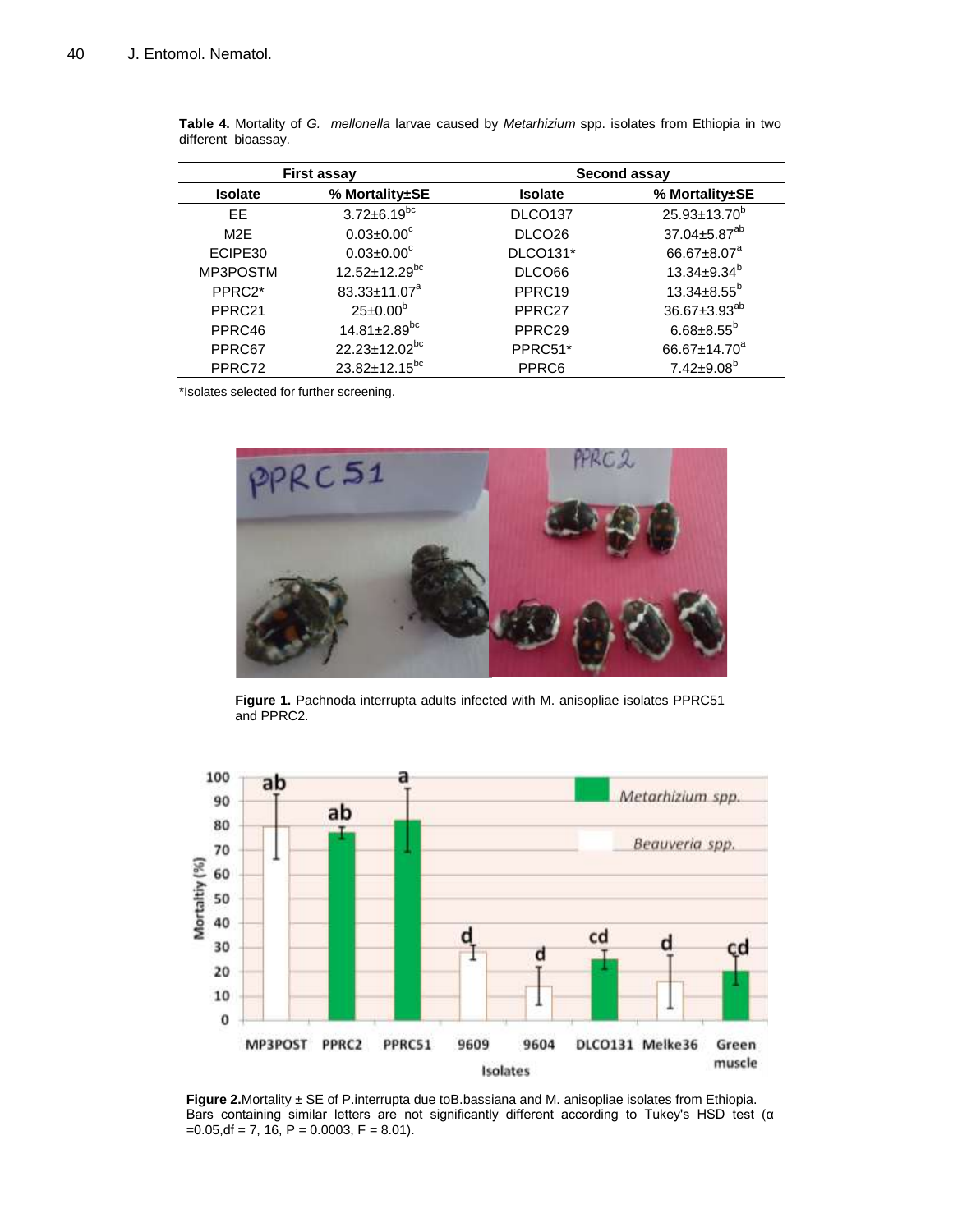**Table 4.** Mortality of *G. mellonella* larvae caused by *Metarhizium* spp. isolates from Ethiopia in two different bioassay.

| First assay | | Second assay | |
|---|---|---|---|
| Isolate | % Mortality±SE | Isolate | % Mortality±SE |
| EE | 3.72±6.19[bc] | DLCO137 | 25.93±13.70[b] |
| M2E | 0.03±0.00[c] | DLCO26 | 37.04±5.87[ab] |
| ECIPE30 | 0.03±0.00[c] | DLCO131* | 66.67±8.07[a] |
| MP3POSTM | 12.52±12.29[bc] | DLCO66 | 13.34±9.34[b] |
| PPRC2* | 83.33±11.07[a] | PPRC19 | 13.34±8.55[b] |
| PPRC21 | 25±0.00[b] | PPRC27 | 36.67±3.93[ab] |
| PPRC46 | 14.81±2.89[bc] | PPRC29 | 6.68±8.55[b] |
| PPRC67 | 22.23±12.02[bc] | PPRC51* | 66.67±14.70[a] |
| PPRC72 | 23.82±12.15[bc] | PPRC6 | 7.42±9.08[b] |

*Isolates selected for further screening.

**Figure 1.** Pachnoda interrupta adults infected with M. anisopliae isolates PPRC51 and PPRC2.

**Figure 2.** Mortality ± SE of P.interrupta due toB.bassiana and M. anisopliae isolates from Ethiopia. Bars containing similar letters are not significantly different according to Tukey's HSD test ($\alpha = 0.05$, df = 7, 16, $P = 0.0003$, $F = 8.01$).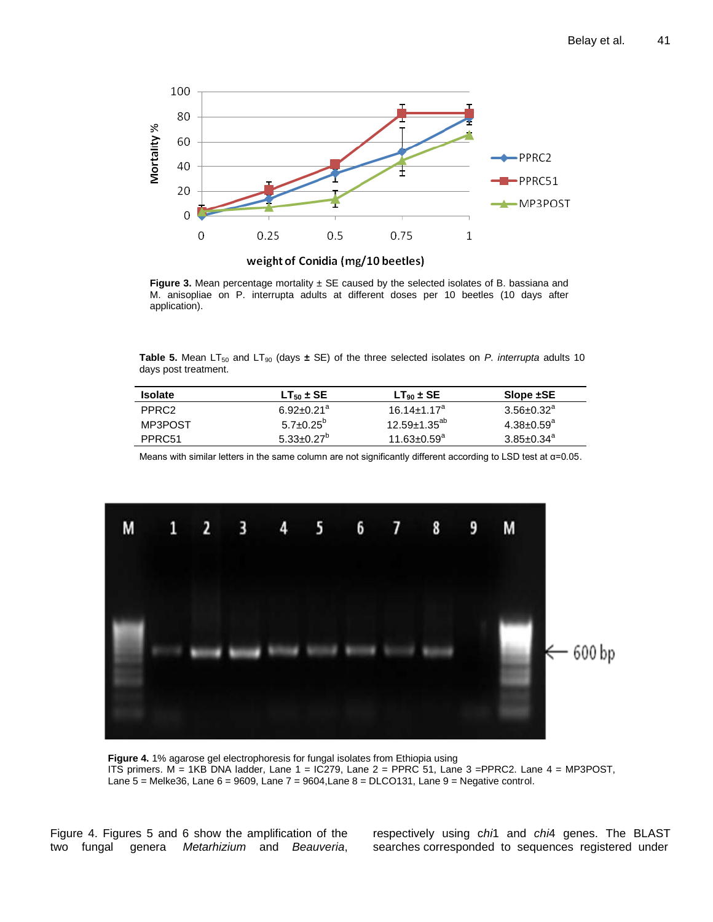**Figure 3.** Mean percentage mortality ± SE caused by the selected isolates of B. bassiana and M. anisopliae on P. interrupta adults at different doses per 10 beetles (10 days after application).

**Table 5.** Mean $LT_{50}$ and $LT_{90}$ (days ± SE) of the three selected isolates on *P. interrupta* adults 10 days post treatment.

| Isolate | $LT_{50}$ ± SE | $LT_{90}$ ± SE | Slope ±SE |
|---|---|---|---|
| PPRC2 | 6.92±0.21[a] | 16.14±1.17[a] | 3.56±0.32[a] |
| MP3POST | 5.7±0.25[b] | 12.59±1.35[ab] | 4.38±0.59[a] |
| PPRC51 | 5.33±0.27[b] | 11.63±0.59[a] | 3.85±0.34[a] |

Means with similar letters in the same column are not significantly different according to LSD test at α=0.05.

**Figure 4.** 1% agarose gel electrophoresis for fungal isolates from Ethiopia using ITS primers. M = 1KB DNA ladder, Lane 1 = IC279, Lane 2 = PPRC 51, Lane 3 =PPRC2. Lane 4 = MP3POST, Lane 5 = Melke36, Lane 6 = 9609, Lane 7 = 9604,Lane 8 = DLCO131, Lane 9 = Negative control.

Figure 4. Figures 5 and 6 show the amplification of the two fungal genera *Metarhizium* and *Beauveria*, respectively using *chi*1 and *chi*4 genes. The BLAST searches corresponded to sequences registered under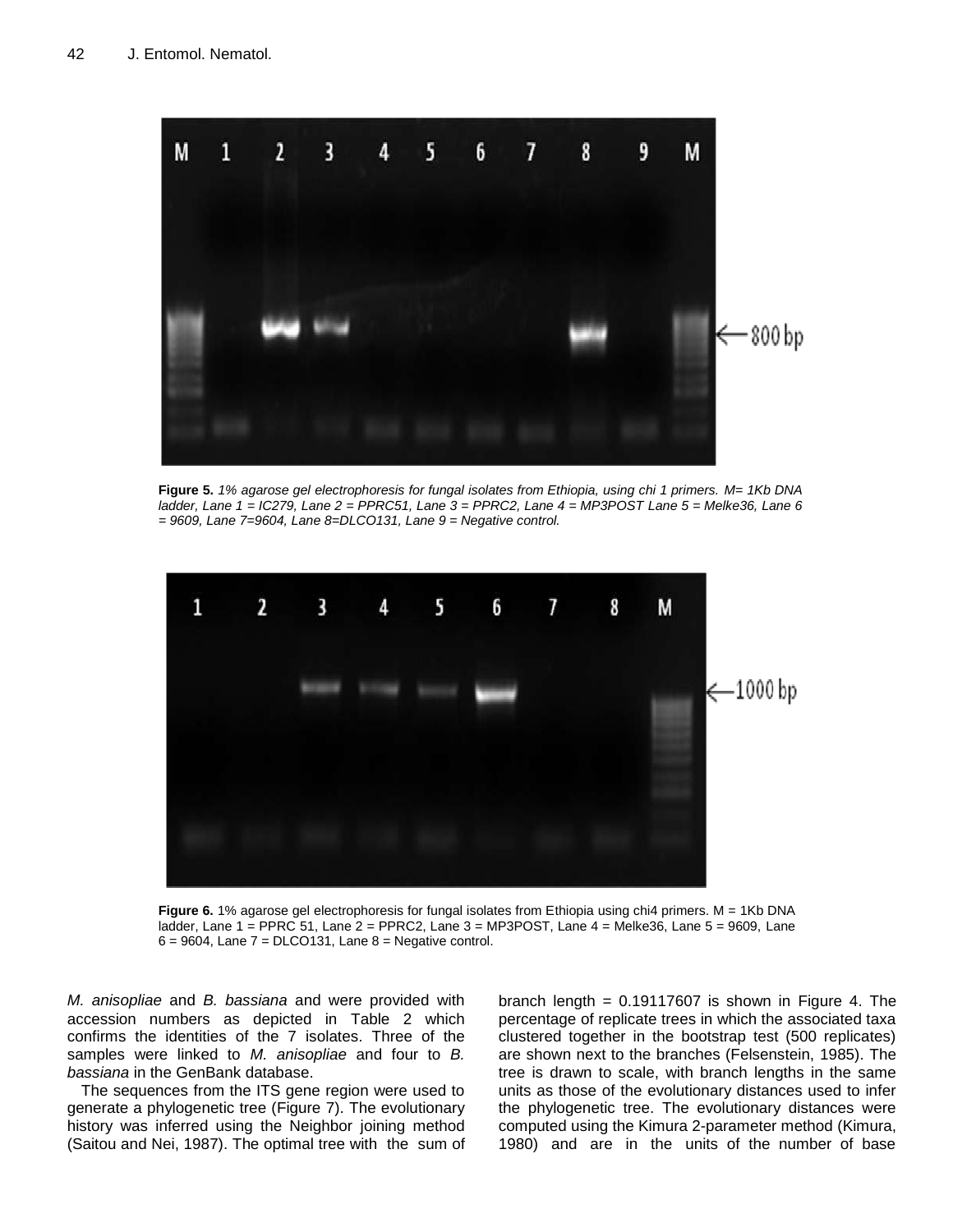**Figure 5.** *1% agarose gel electrophoresis for fungal isolates from Ethiopia, using chi 1 primers. M= 1Kb DNA ladder, Lane 1 = IC279, Lane 2 = PPRC51, Lane 3 = PPRC2, Lane 4 = MP3POST Lane 5 = Melke36, Lane 6 = 9609, Lane 7=9604, Lane 8=DLCO131, Lane 9 = Negative control.*

**Figure 6.** 1% agarose gel electrophoresis for fungal isolates from Ethiopia using chi4 primers. M = 1Kb DNA ladder, Lane 1 = PPRC 51, Lane 2 = PPRC2, Lane 3 = MP3POST, Lane 4 = Melke36, Lane 5 = 9609, Lane 6 = 9604, Lane 7 = DLCO131, Lane 8 = Negative control.

*M. anisopliae* and *B. bassiana* and were provided with accession numbers as depicted in Table 2 which confirms the identities of the 7 isolates. Three of the samples were linked to *M. anisopliae* and four to *B. bassiana* in the GenBank database.

The sequences from the ITS gene region were used to generate a phylogenetic tree (Figure 7). The evolutionary history was inferred using the Neighbor joining method (Saitou and Nei, 1987). The optimal tree with the sum of branch length = 0.19117607 is shown in Figure 4. The percentage of replicate trees in which the associated taxa clustered together in the bootstrap test (500 replicates) are shown next to the branches (Felsenstein, 1985). The tree is drawn to scale, with branch lengths in the same units as those of the evolutionary distances used to infer the phylogenetic tree. The evolutionary distances were computed using the Kimura 2-parameter method (Kimura, 1980) and are in the units of the number of base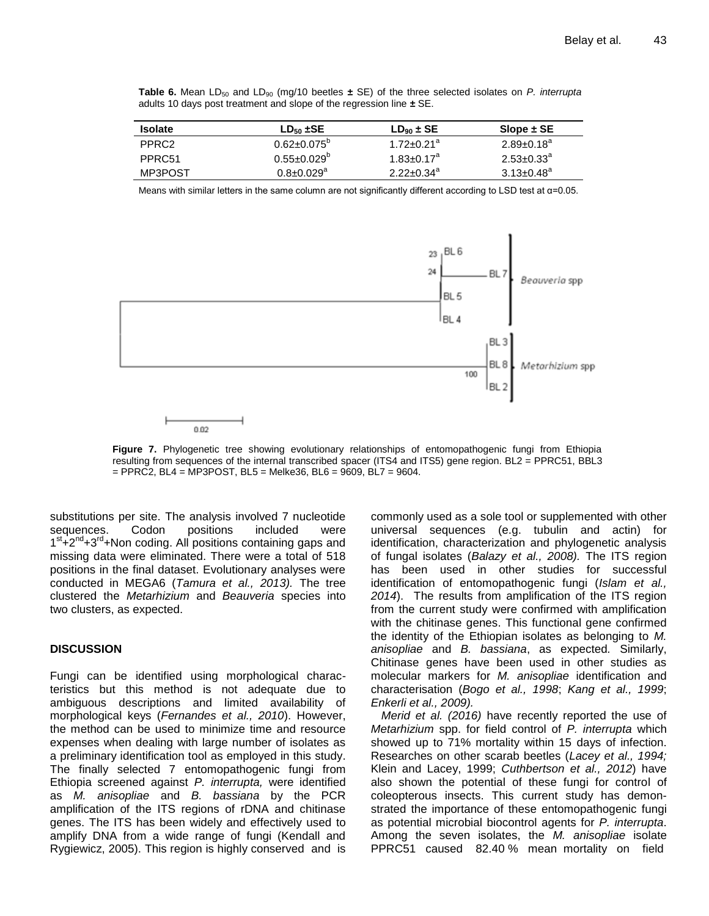**Table 6.** Mean $LD_{50}$ and $LD_{90}$ (mg/10 beetles ± SE) of the three selected isolates on *P. interrupta* adults 10 days post treatment and slope of the regression line ± SE.

| Isolate | $LD_{50}$ ±SE | $LD_{90}$ ± SE | Slope ± SE |
|---|---|---|---|
| PPRC2 | $0.62±0.075^{b}$ | $1.72±0.21^{a}$ | $2.89±0.18^{a}$ |
| PPRC51 | $0.55±0.029^{b}$ | $1.83±0.17^{a}$ | $2.53±0.33^{a}$ |
| MP3POST | $0.8±0.029^{a}$ | $2.22±0.34^{a}$ | $3.13±0.48^{a}$ |

Means with similar letters in the same column are not significantly different according to LSD test at α=0.05.

**Figure 7.** Phylogenetic tree showing evolutionary relationships of entomopathogenic fungi from Ethiopia resulting from sequences of the internal transcribed spacer (ITS4 and ITS5) gene region. BL2 = PPRC51, BBL3 = PPRC2, BL4 = MP3POST, BL5 = Melke36, BL6 = 9609, BL7 = 9604.

substitutions per site. The analysis involved 7 nucleotide sequences. Codon positions included were 1st+2nd+3rd+Non coding. All positions containing gaps and missing data were eliminated. There were a total of 518 positions in the final dataset. Evolutionary analyses were conducted in MEGA6 (*Tamura et al., 2013).* The tree clustered the *Metarhizium* and *Beauveria* species into two clusters, as expected.

## DISCUSSION

Fungi can be identified using morphological characteristics but this method is not adequate due to ambiguous descriptions and limited availability of morphological keys (*Fernandes et al., 2010*). However, the method can be used to minimize time and resource expenses when dealing with large number of isolates as a preliminary identification tool as employed in this study. The finally selected 7 entomopathogenic fungi from Ethiopia screened against *P. interrupta,* were identified as *M. anisopliae* and *B. bassiana* by the PCR amplification of the ITS regions of rDNA and chitinase genes. The ITS has been widely and effectively used to amplify DNA from a wide range of fungi (Kendall and Rygiewicz, 2005). This region is highly conserved and is commonly used as a sole tool or supplemented with other universal sequences (e.g. tubulin and actin) for identification, characterization and phylogenetic analysis of fungal isolates (*Balazy et al., 2008).* The ITS region has been used in other studies for successful identification of entomopathogenic fungi (*Islam et al., 2014*). The results from amplification of the ITS region from the current study were confirmed with amplification with the chitinase genes. This functional gene confirmed the identity of the Ethiopian isolates as belonging to *M. anisopliae* and *B. bassiana*, as expected. Similarly, Chitinase genes have been used in other studies as molecular markers for *M. anisopliae* identification and characterisation (*Bogo et al., 1998*; *Kang et al., 1999*; *Enkerli et al., 2009).*

*Merid et al. (2016)* have recently reported the use of *Metarhizium* spp. for field control of *P. interrupta* which showed up to 71% mortality within 15 days of infection. Researches on other scarab beetles (*Lacey et al., 1994;* Klein and Lacey, 1999; *Cuthbertson et al., 2012*) have also shown the potential of these fungi for control of coleopterous insects. This current study has demonstrated the importance of these entomopathogenic fungi as potential microbial biocontrol agents for *P. interrupta*. Among the seven isolates, the *M. anisopliae* isolate PPRC51 caused 82.40 % mean mortality on field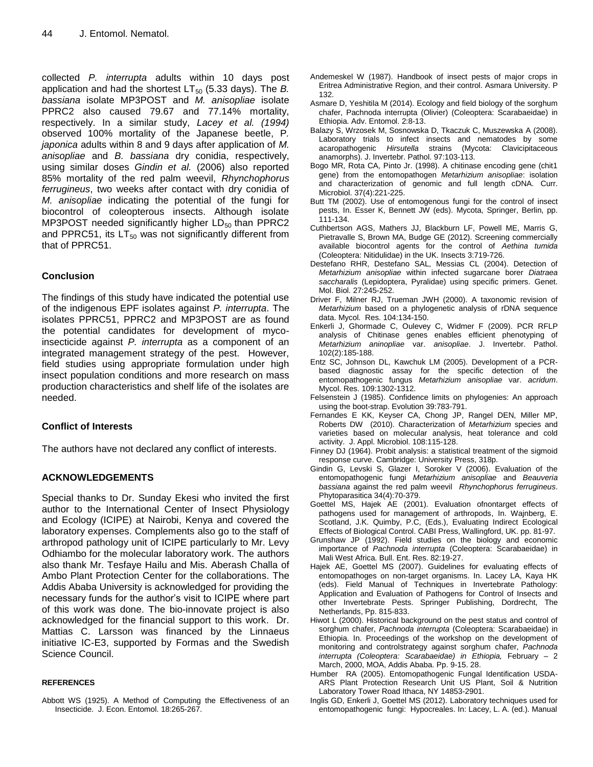collected *P. interrupta* adults within 10 days post application and had the shortest $LT_{50}$ (5.33 days). The *B. bassiana* isolate MP3POST and *M. anisopliae* isolate PPRC2 also caused 79.67 and 77.14% mortality, respectively. In a similar study, *Lacey et al. (1994)* observed 100% mortality of the Japanese beetle, *P. japonica* adults within 8 and 9 days after application of *M. anisopliae* and *B. bassiana* dry conidia, respectively, using similar doses *Gindin et al.* (2006) also reported 85% mortality of the red palm weevil, *Rhynchophorus ferrugineus*, two weeks after contact with dry conidia of *M. anisopliae* indicating the potential of the fungi for biocontrol of coleopterous insects. Although isolate MP3POST needed significantly higher $LD_{50}$ than PPRC2 and PPRC51, its $LT_{50}$ was not significantly different from that of PPRC51.

## Conclusion

The findings of this study have indicated the potential use of the indigenous EPF isolates against *P. interrupta*. The isolates PPRC51, PPRC2 and MP3POST are as found the potential candidates for development of myco-insecticide against *P. interrupta* as a component of an integrated management strategy of the pest. However, field studies using appropriate formulation under high insect population conditions and more research on mass production characteristics and shelf life of the isolates are needed.

## Conflict of Interests

The authors have not declared any conflict of interests.

## ACKNOWLEDGEMENTS

Special thanks to Dr. Sunday Ekesi who invited the first author to the International Center of Insect Physiology and Ecology (ICIPE) at Nairobi, Kenya and covered the laboratory expenses. Complements also go to the staff of arthropod pathology unit of ICIPE particularly to Mr. Levy Odhiambo for the molecular laboratory work. The authors also thank Mr. Tesfaye Hailu and Mis. Aberash Challa of Ambo Plant Protection Center for the collaborations. The Addis Ababa University is acknowledged for providing the necessary funds for the author's visit to ICIPE where part of this work was done. The bio-innovate project is also acknowledged for the financial support to this work. Dr. Mattias C. Larsson was financed by the Linnaeus initiative IC-E3, supported by Formas and the Swedish Science Council.

### REFERENCES

Abbott WS (1925). A Method of Computing the Effectiveness of an Insecticide. J. Econ. Entomol. 18:265-267.

Andemeskel W (1987). Handbook of insect pests of major crops in Eritrea Administrative Region, and their control. Asmara University. P 132.

Asmare D, Yeshitila M (2014). Ecology and field biology of the sorghum chafer, Pachnoda interrupta (Olivier) (Coleoptera: Scarabaeidae) in Ethiopia. Adv. Entomol. 2:8-13.

Balazy S, Wrzosek M, Sosnowska D, Tkaczuk C, Muszewska A (2008). Laboratory trials to infect insects and nematodes by some acaropathogenic *Hirsutella* strains (Mycota: Clavicipitaceous anamorphs). J. Invertebr. Pathol. 97:103-113.

Bogo MR, Rota CA, Pinto Jr. (1998). A chitinase encoding gene (chit1 gene) from the entomopathogen *Metarhizium anisopliae*: isolation and characterization of genomic and full length cDNA. Curr. Microbiol. 37(4):221-225.

Butt TM (2002). Use of entomogenous fungi for the control of insect pests, In. Esser K, Bennett JW (eds). Mycota, Springer, Berlin, pp. 111-134.

Cuthbertson AGS, Mathers JJ, Blackburn LF, Powell ME, Marris G, Pietravalle S, Brown MA, Budge GE (2012). Screening commercially available biocontrol agents for the control of *Aethina tumida* (Coleoptera: Nitidulidae) in the UK. Insects 3:719-726.

Destefano RHR, Destefano SAL, Messias CL (2004). Detection of *Metarhizium anisopliae* within infected sugarcane borer *Diatraea saccharalis* (Lepidoptera, Pyralidae) using specific primers. Genet. Mol. Biol. 27:245-252.

Driver F, Milner RJ, Trueman JWH (2000). A taxonomic revision of *Metarhizium* based on a phylogenetic analysis of rDNA sequence data. Mycol. Res. 104:134-150.

Enkerli J, Ghormade C, Oulevey C, Widmer F (2009). PCR RFLP analysis of Chitinase genes enables efficient phenotyping of *Metarhizium aninopliae* var. *anisopliae*. J. Invertebr. Pathol. 102(2):185-188.

Entz SC, Johnson DL, Kawchuk LM (2005). Development of a PCR-based diagnostic assay for the specific detection of the entomopathogenic fungus *Metarhizium anisopliae* var. *acridum*. Mycol. Res. 109:1302-1312.

Felsenstein J (1985). Confidence limits on phylogenies: An approach using the boot-strap. Evolution 39:783-791.

Fernandes E KK, Keyser CA, Chong JP, Rangel DEN, Miller MP, Roberts DW (2010). Characterization of *Metarhizium* species and varieties based on molecular analysis, heat tolerance and cold activity. J. Appl. Microbiol. 108:115-128.

Finney DJ (1964). Probit analysis: a statistical treatment of the sigmoid response curve. Cambridge: University Press, 318p.

Gindin G, Levski S, Glazer I, Soroker V (2006). Evaluation of the entomopathogenic fungi *Metarhizium anisopliae* and *Beauveria bassiana* against the red palm weevil *Rhynchophorus ferrugineus*. Phytoparasitica 34(4):70-379.

Goettel MS, Hajek AE (2001). Evaluation ofnontarget effects of pathogens used for management of arthropods, In. Wajnberg, E. Scotland, J.K. Quimby, P.C, (Eds.), Evaluating Indirect Ecological Effects of Biological Control. CABI Press, Wallingford, UK. pp. 81-97.

Grunshaw JP (1992). Field studies on the biology and economic importance of *Pachnoda interrupta* (Coleoptera: Scarabaeidae) in Mali West Africa. Bull. Ent. Res. 82:19-27.

Hajek AE, Goettel MS (2007). Guidelines for evaluating effects of entomopathoges on non-target organisms. In. Lacey LA, Kaya HK (eds). Field Manual of Techniques in Invertebrate Pathology: Application and Evaluation of Pathogens for Control of Insects and other Invertebrate Pests. Springer Publishing, Dordrecht, The Netherlands, Pp. 815-833.

Hiwot L (2000). Historical background on the pest status and control of sorghum chafer, *Pachnoda interrupta* (Coleoptera: Scarabaeidae) in Ethiopia. In. Proceedings of the workshop on the development of monitoring and controlstrategy against sorghum chafer, *Pachnoda interrupta (Coleoptera: Scarabaeidae) in Ethiopia,* February – 2 March, 2000, MOA, Addis Ababa. Pp. 9-15. 28.

Humber RA (2005). Entomopathogenic Fungal Identification USDA-ARS Plant Protection Research Unit US Plant, Soil & Nutrition Laboratory Tower Road Ithaca, NY 14853-2901.

Inglis GD, Enkerli J, Goettel MS (2012). Laboratory techniques used for entomopathogenic fungi: Hypocreales. In: Lacey, L. A. (ed.). Manual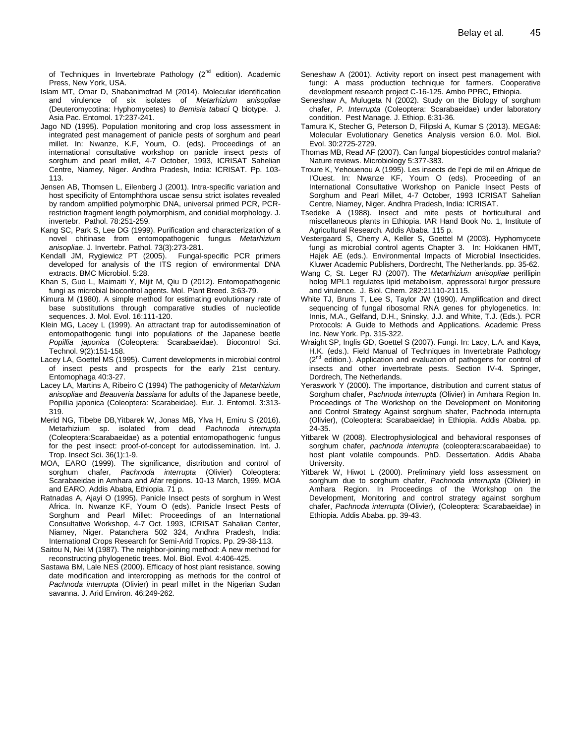of Techniques in Invertebrate Pathology (2[nd] edition). Academic Press, New York, USA.

Islam MT, Omar D, Shabanimofrad M (2014). Molecular identification and virulence of six isolates of *Metarhizium anisopliae* (Deuteromycotina: Hyphomycetes) to *Bemisia tabaci* Q biotype. J. Asia Pac. Entomol. 17:237-241.

Jago ND (1995). Population monitoring and crop loss assessment in integrated pest management of panicle pests of sorghum and pearl millet. In: Nwanze, K.F, Youm, O. (eds). Proceedings of an international consultative workshop on panicle insect pests of sorghum and pearl millet, 4-7 October, 1993, ICRISAT Sahelian Centre, Niamey, Niger. Andhra Pradesh, India: ICRISAT. Pp. 103-113.

Jensen AB, Thomsen L, Eilenberg J (2001). Intra-specific variation and host specificity of Entomphthora uscae sensu strict isolates revealed by random amplified polymorphic DNA, universal primed PCR, PCR-restriction fragment length polymorphism, and conidial morphology. J. invertebr. Pathol. 78:251-259.

Kang SC, Park S, Lee DG (1999). Purification and characterization of a novel chitinase from entomopathogenic fungus *Metarhizium anisopliae*. J. Invertebr. Pathol. 73(3):273-281.

Kendall JM, Rygiewicz PT (2005). Fungal-specific PCR primers developed for analysis of the ITS region of environmental DNA extracts. BMC Microbiol. 5:28.

Khan S, Guo L, Maimaiti Y, Mijit M, Qiu D (2012). Entomopathogenic fungi as microbial biocontrol agents. Mol. Plant Breed. 3:63-79.

Kimura M (1980). A simple method for estimating evolutionary rate of base substitutions through comparative studies of nucleotide sequences. J. Mol. Evol. 16:111-120.

Klein MG, Lacey L (1999). An attractant trap for autodissemination of entomopathogenic fungi into populations of the Japanese beetle *Popillia japonica* (Coleoptera: Scarabaeidae). Biocontrol Sci. Technol. 9(2):151-158.

Lacey LA, Goettel MS (1995). Current developments in microbial control of insect pests and prospects for the early 21st century. Entomophaga 40:3-27.

Lacey LA, Martins A, Ribeiro C (1994) The pathogenicity of *Metarhizium anisopliae* and *Beauveria bassiana* for adults of the Japanese beetle, Popillia japonica (Coleoptera: Scarabeidae). Eur. J. Entomol. 3:313-319.

Merid NG, Tibebe DB,Yitbarek W, Jonas MB, Ylva H, Emiru S (2016). Metarhizium sp. isolated from dead *Pachnoda interrupta* (Coleoptera:Scarabaeidae) as a potential entomopathogenic fungus for the pest insect: proof-of-concept for autodissemination. Int. J. Trop. Insect Sci. 36(1):1-9.

MOA, EARO (1999). The significance, distribution and control of sorghum chafer, *Pachnoda interrupta* (Olivier) Coleoptera: Scarabaeidae in Amhara and Afar regions. 10-13 March, 1999, MOA and EARO, Addis Ababa, Ethiopia. 71 p.

Ratnadas A, Ajayi O (1995). Panicle Insect pests of sorghum in West Africa. In. Nwanze KF, Youm O (eds). Panicle Insect Pests of Sorghum and Pearl Millet: Proceedings of an International Consultative Workshop, 4-7 Oct. 1993, ICRISAT Sahelian Center, Niamey, Niger. Patanchera 502 324, Andhra Pradesh, India: International Crops Research for Semi-Arid Tropics. Pp. 29-38-113.

Saitou N, Nei M (1987). The neighbor-joining method: A new method for reconstructing phylogenetic trees. Mol. Biol. Evol. 4:406-425.

Sastawa BM, Lale NES (2000). Efficacy of host plant resistance, sowing date modification and intercropping as methods for the control of *Pachnoda interrupta* (Olivier) in pearl millet in the Nigerian Sudan savanna. J. Arid Environ. 46:249-262.

Seneshaw A (2001). Activity report on insect pest management with fungi: A mass production technique for farmers. Cooperative development research project C-16-125. Ambo PPRC, Ethiopia.

Seneshaw A, Mulugeta N (2002). Study on the Biology of sorghum chafer, *P. Interrupta* (Coleoptera: Scarabaeidae) under laboratory condition. Pest Manage. J. Ethiop. 6:31-36*.*

Tamura K, Stecher G, Peterson D, Filipski A, Kumar S (2013). MEGA6: Molecular Evolutionary Genetics Analysis version 6.0. Mol. Biol. Evol. 30:2725-2729.

Thomas MB, Read AF (2007). Can fungal biopesticides control malaria? Nature reviews. Microbiology 5:377-383.

Troure K, Yehouenou A (1995). Les insects de l'epi de mil en Afrique de l'Ouest. In: Nwanze KF, Youm O (eds). Proceeding of an International Consultative Workshop on Panicle Insect Pests of Sorghum and Pearl Millet, 4-7 October, 1993 ICRISAT Sahelian Centre, Niamey, Niger. Andhra Pradesh, India: ICRISAT.

Tsedeke A (1988). Insect and mite pests of horticultural and miscellaneous plants in Ethiopia. IAR Hand Book No. 1, Institute of Agricultural Research*.* Addis Ababa. 115 p.

Vestergaard S, Cherry A, Keller S, Goettel M (2003). Hyphomycete fungi as microbial control agents Chapter 3. In: Hokkanen HMT, Hajek AE (eds.). Environmental Impacts of Microbial Insecticides. Kluwer Academic Publishers, Dordrecht, The Netherlands. pp. 35-62.

Wang C, St. Leger RJ (2007). The *Metarhizium anisopliae* perillipin holog MPL1 regulates lipid metabolism, appressoral turgor pressure and virulence. J. Biol. Chem. 282:21110-21115.

White TJ, Bruns T, Lee S, Taylor JW (1990). Amplification and direct sequencing of fungal ribosomal RNA genes for phylogenetics. In: Innis, M.A., Gelfand, D.H., Sninsky, J.J. and White, T.J. (Eds.). PCR Protocols: A Guide to Methods and Applications. Academic Press Inc. New York. Pp. 315-322.

Wraight SP, Inglis GD, Goettel S (2007). Fungi. In: Lacy, L.A. and Kaya, H.K. (eds.). Field Manual of Techniques in Invertebrate Pathology (2[nd] edition.). Application and evaluation of pathogens for control of insects and other invertebrate pests. Section IV-4. Springer, Dordrech, The Netherlands.

Yeraswork Y (2000). The importance, distribution and current status of Sorghum chafer, *Pachnoda interrupta* (Olivier) in Amhara Region In. Proceedings of The Workshop on the Development on Monitoring and Control Strategy Against sorghum shafer, Pachnoda interrupta (Olivier), (Coleoptera: Scarabaeidae) in Ethiopia. Addis Ababa. pp. 24-35.

Yitbarek W (2008). Electrophysiological and behavioral responses of sorghum chafer, *pachnoda interrupta* (coleoptera:scarabaeidae) to host plant volatile compounds. PhD. Dessertation. Addis Ababa University.

Yitbarek W, Hiwot L (2000). Preliminary yield loss assessment on sorghum due to sorghum chafer, *Pachnoda interrupta* (Olivier) in Amhara Region. In Proceedings of the Workshop on the Development, Monitoring and control strategy against sorghum chafer, *Pachnoda interrupta* (Olivier), (Coleoptera: Scarabaeidae) in Ethiopia*.* Addis Ababa. pp. 39-43.